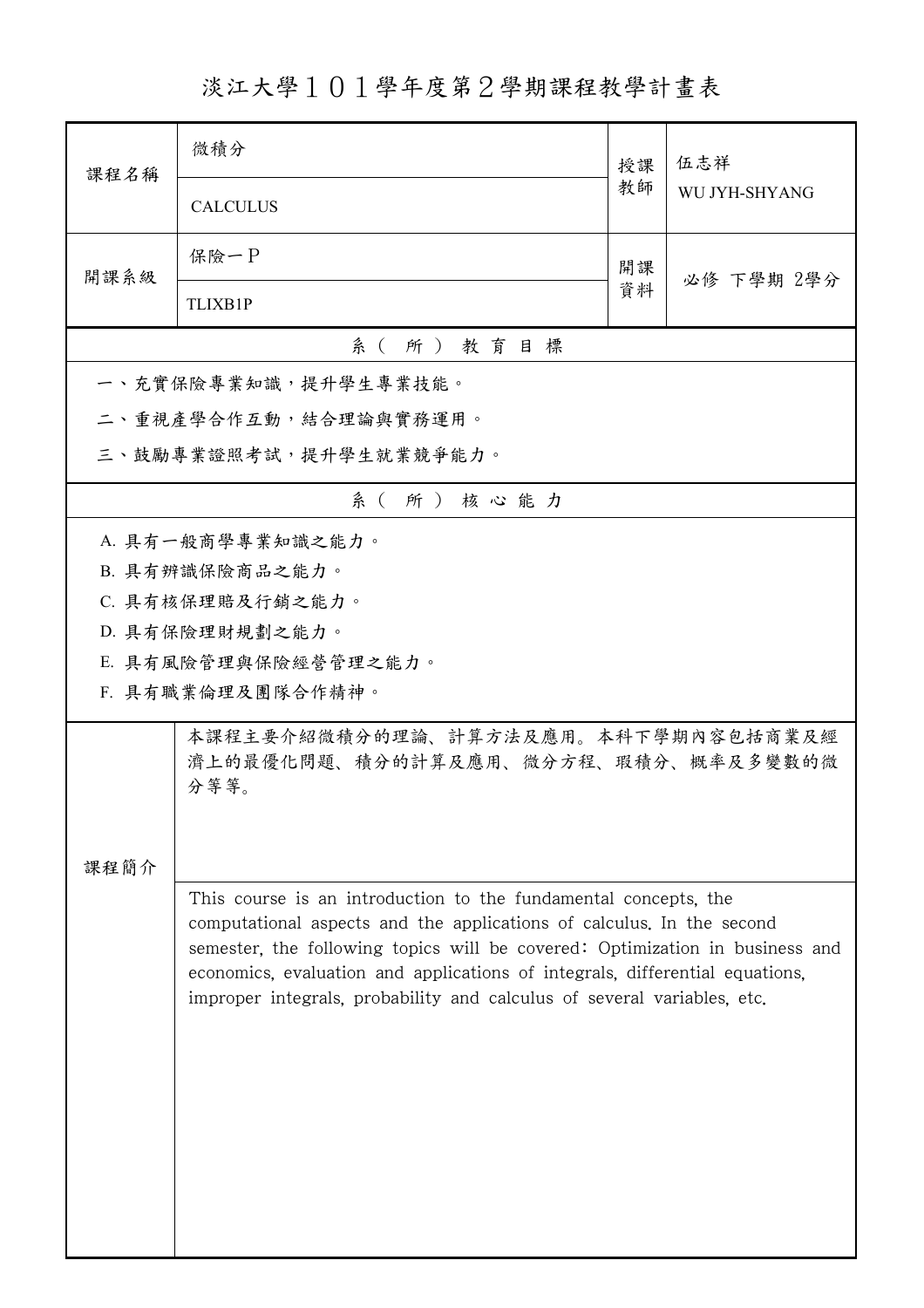# 淡江大學１０１學年度第２學期課程教學計畫表

| 課程名稱 | 微積分<br>CALCULUS | 授課教師 | 伍志祥<br>WU JYH-SHYANG |
| --- | --- | --- | --- |
| 開課系級 | 保險一Ｐ<br>TLIXB1P | 開課資料 | 必修 下學期 2學分 |

## 系（所）教育目標

一、充實保險專業知識，提升學生專業技能。

二、重視產學合作互動，結合理論與實務運用。

三、鼓勵專業證照考試，提升學生就業競爭能力。

## 系（所）核心能力

A. 具有一般商學專業知識之能力。

B. 具有辨識保險商品之能力。

C. 具有核保理賠及行銷之能力。

D. 具有保險理財規劃之能力。

E. 具有風險管理與保險經營管理之能力。

F. 具有職業倫理及團隊合作精神。

## 課程簡介

本課程主要介紹微積分的理論、計算方法及應用。本科下學期內容包括商業及經濟上的最優化問題、積分的計算及應用、微分方程、瑕積分、概率及多變數的微分等等。

This course is an introduction to the fundamental concepts, the computational aspects and the applications of calculus. In the second semester, the following topics will be covered: Optimization in business and economics, evaluation and applications of integrals, differential equations, improper integrals, probability and calculus of several variables, etc.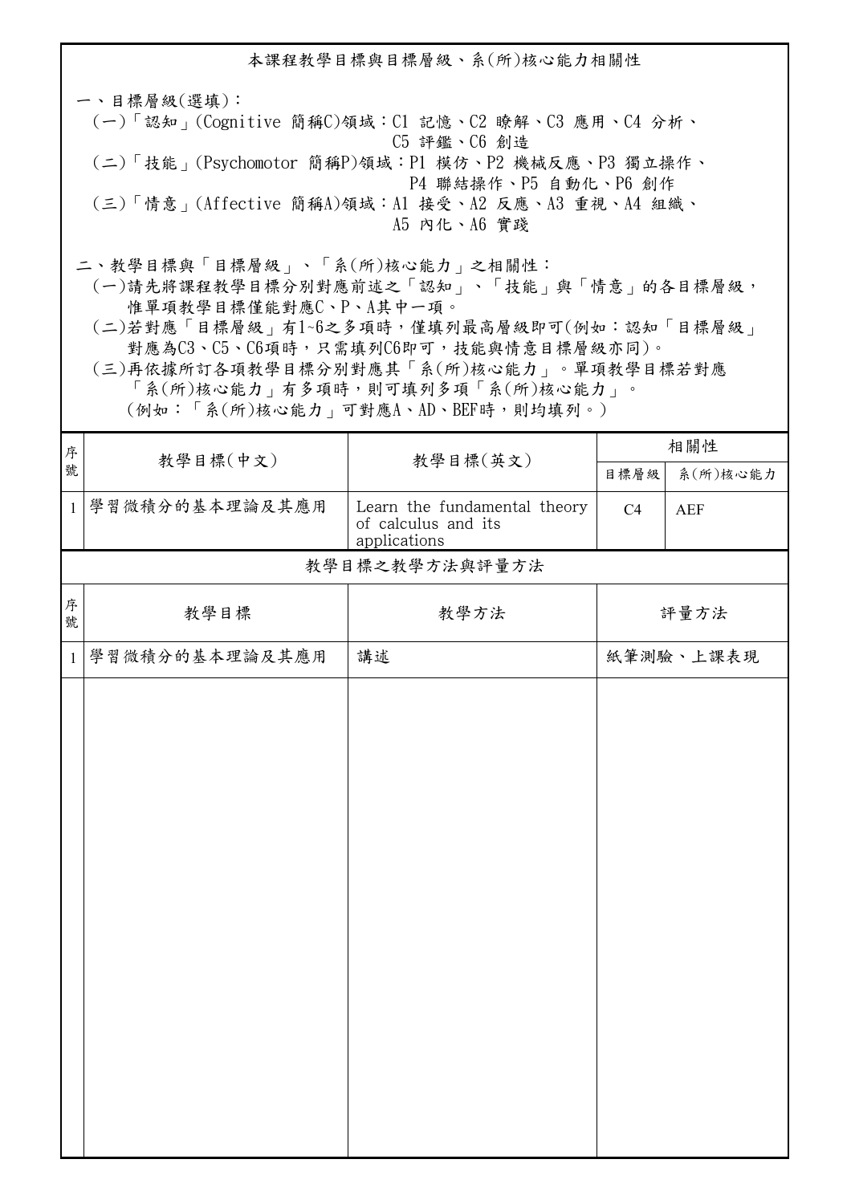## 本課程教學目標與目標層級、系(所)核心能力相關性

一、目標層級(選填)：

(一)「認知」(Cognitive 簡稱C)領域：C1 記憶、C2 瞭解、C3 應用、C4 分析、C5 評鑑、C6 創造

(二)「技能」(Psychomotor 簡稱P)領域：P1 模仿、P2 機械反應、P3 獨立操作、P4 聯結操作、P5 自動化、P6 創作

(三)「情意」(Affective 簡稱A)領域：A1 接受、A2 反應、A3 重視、A4 組織、A5 內化、A6 實踐

二、教學目標與「目標層級」、「系(所)核心能力」之相關性：

(一)請先將課程教學目標分別對應前述之「認知」、「技能」與「情意」的各目標層級，惟單項教學目標僅能對應C、P、A其中一項。

(二)若對應「目標層級」有1~6之多項時，僅填列最高層級即可(例如：認知「目標層級」對應為C3、C5、C6項時，只需填列C6即可，技能與情意目標層級亦同)。

(三)再依據所訂各項教學目標分別對應其「系(所)核心能力」。單項教學目標若對應「系(所)核心能力」有多項時，則可填列多項「系(所)核心能力」。(例如：「系(所)核心能力」可對應A、AD、BEF時，則均填列。)

| 序號 | 教學目標(中文) | 教學目標(英文) | 相關性 | |
|---|---|---|---|---|
| | | | 目標層級 | 系(所)核心能力 |
| 1 | 學習微積分的基本理論及其應用 | Learn the fundamental theory of calculus and its applications | C4 | AEF |

## 教學目標之教學方法與評量方法

| 序號 | 教學目標 | 教學方法 | 評量方法 |
|---|---|---|---|
| 1 | 學習微積分的基本理論及其應用 | 講述 | 紙筆測驗、上課表現 |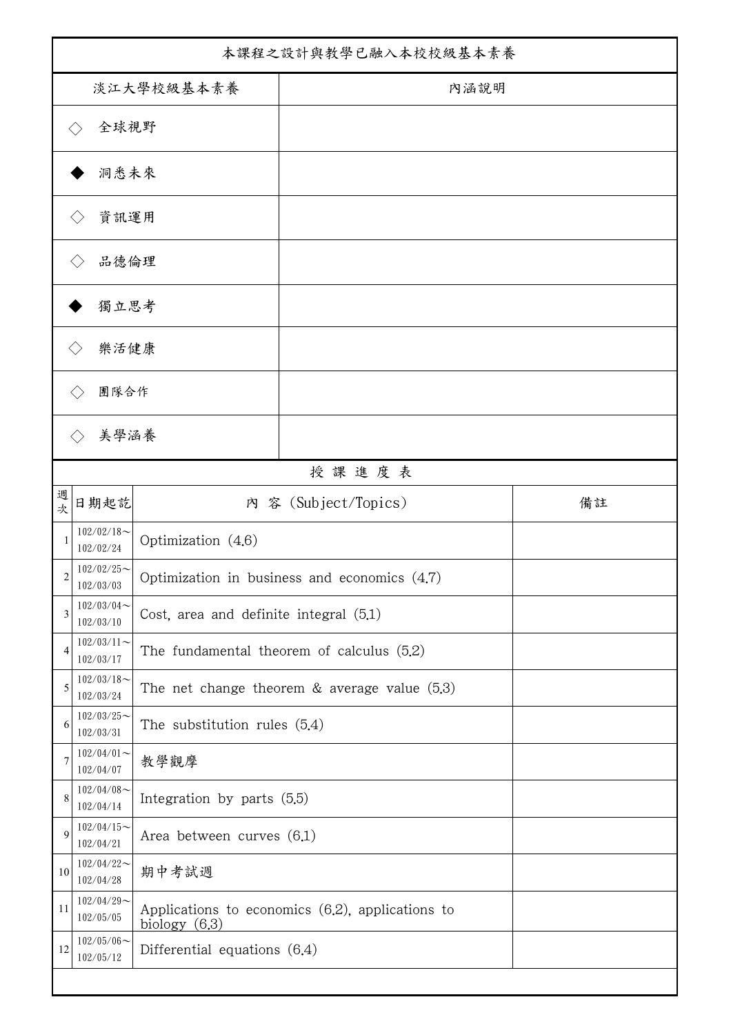| 本課程之設計與教學已融入本校校級基本素養 | |
|---|---|
| 淡江大學校級基本素養 | 內涵說明 |
| ◇ 全球視野 | |
| ◆ 洞悉未來 | |
| ◇ 資訊運用 | |
| ◇ 品德倫理 | |
| ◆ 獨立思考 | |
| ◇ 樂活健康 | |
| ◇ 團隊合作 | |
| ◇ 美學涵養 | |

授 課 進 度 表

| 週次 | 日期起訖 | 內 容 (Subject/Topics) | 備註 |
|---|---|---|---|
| 1 | 102/02/18～102/02/24 | Optimization (4.6) | |
| 2 | 102/02/25～102/03/03 | Optimization in business and economics (4.7) | |
| 3 | 102/03/04～102/03/10 | Cost, area and definite integral (5.1) | |
| 4 | 102/03/11～102/03/17 | The fundamental theorem of calculus (5.2) | |
| 5 | 102/03/18～102/03/24 | The net change theorem & average value (5.3) | |
| 6 | 102/03/25～102/03/31 | The substitution rules (5.4) | |
| 7 | 102/04/01～102/04/07 | 教學觀摩 | |
| 8 | 102/04/08～102/04/14 | Integration by parts (5.5) | |
| 9 | 102/04/15～102/04/21 | Area between curves (6.1) | |
| 10 | 102/04/22～102/04/28 | 期中考試週 | |
| 11 | 102/04/29～102/05/05 | Applications to economics (6.2), applications to biology (6.3) | |
| 12 | 102/05/06～102/05/12 | Differential equations (6.4) | |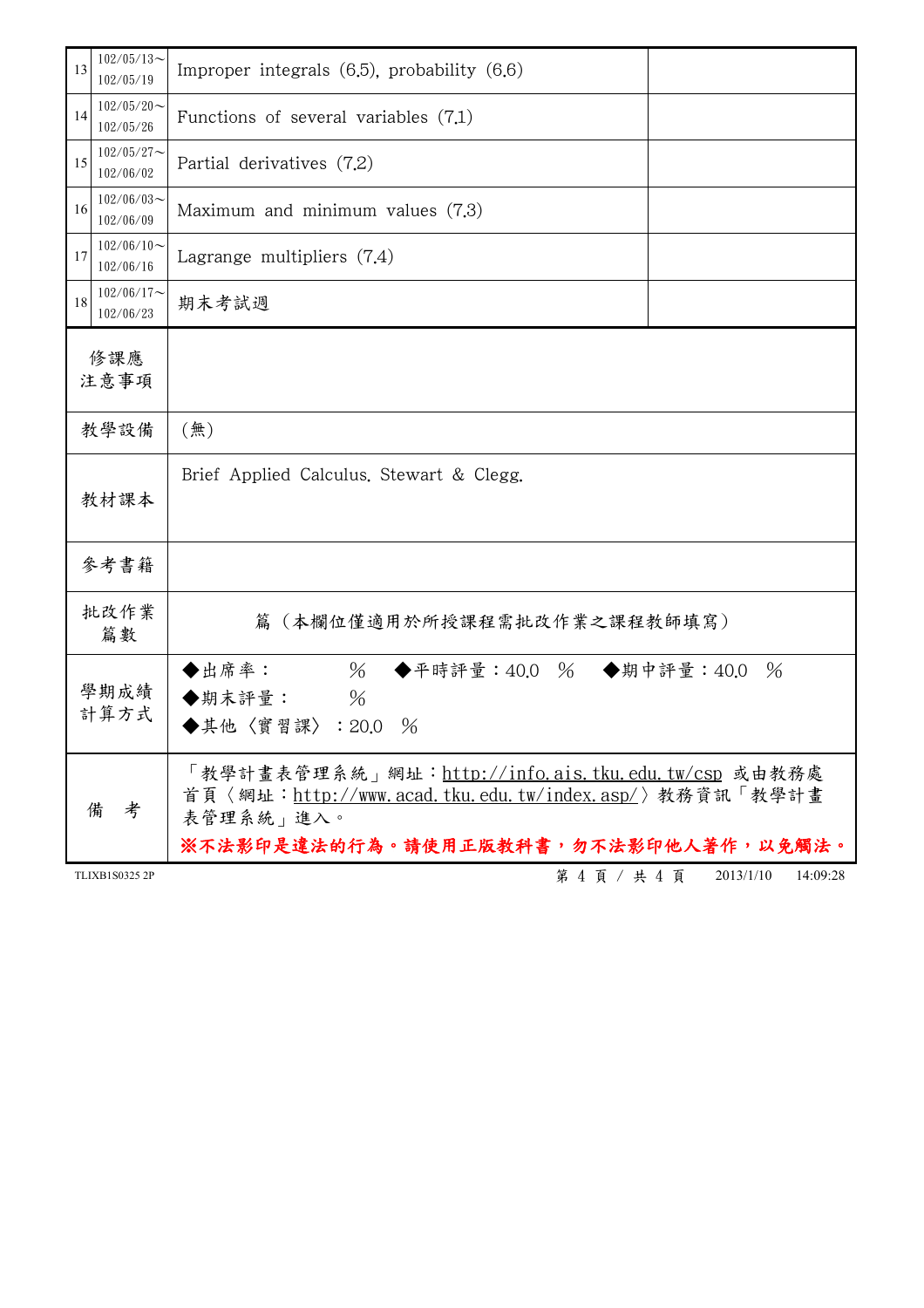| | | | |
|---|---|---|---|
| 13 | 102/05/13～102/05/19 | Improper integrals (6.5), probability (6.6) | |
| 14 | 102/05/20～102/05/26 | Functions of several variables (7.1) | |
| 15 | 102/05/27～102/06/02 | Partial derivatives (7.2) | |
| 16 | 102/06/03～102/06/09 | Maximum and minimum values (7.3) | |
| 17 | 102/06/10～102/06/16 | Lagrange multipliers (7.4) | |
| 18 | 102/06/17～102/06/23 | 期末考試週 | |

| | |
|---|---|
| 修課應注意事項 | |
| 教學設備 | (無) |
| 教材課本 | Brief Applied Calculus. Stewart & Clegg. |
| 參考書籍 | |
| 批改作業篇數 | 篇（本欄位僅適用於所授課程需批改作業之課程教師填寫） |
| 學期成績計算方式 | ◆出席率：　　% ◆平時評量：40.0 % ◆期中評量：40.0 %<br>◆期末評量：　　%<br>◆其他〈實習課〉：20.0 % |
| 備　考 | 「教學計畫表管理系統」網址：http://info.ais.tku.edu.tw/csp 或由教務處首頁〈網址：http://www.acad.tku.edu.tw/index.asp/〉教務資訊「教學計畫表管理系統」進入。<br>**※不法影印是違法的行為。請使用正版教科書，勿不法影印他人著作，以免觸法。** |

TLIXB1S0325 2P　　2013/1/10 14:09:28